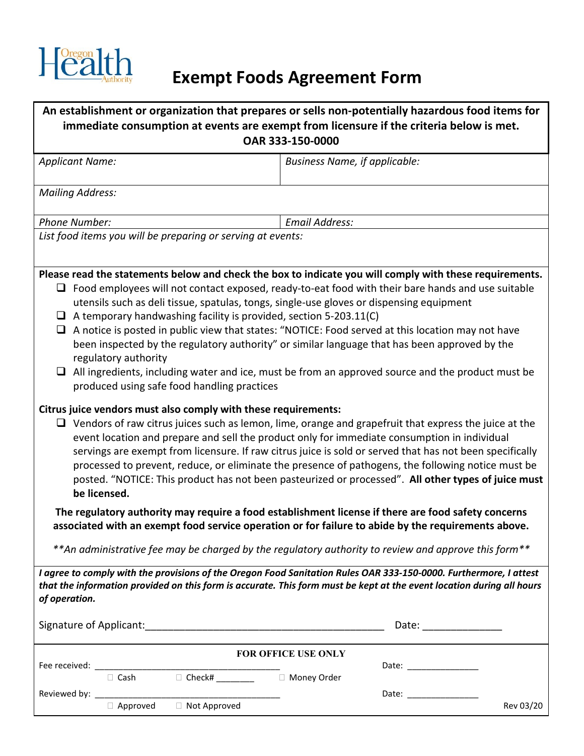Oregon Health Authority

# Exempt Foods Agreement Form

**An establishment or organization that prepares or sells non-potentially hazardous food items for immediate consumption at events are exempt from licensure if the criteria below is met. OAR 333-150-0000**

| *Applicant Name:* | *Business Name, if applicable:* |
|---|---|
| *Mailing Address:* | |
| *Phone Number:* | *Email Address:* |
| *List food items you will be preparing or serving at events:* | |

**Please read the statements below and check the box to indicate you will comply with these requirements.**

- ☐ Food employees will not contact exposed, ready-to-eat food with their bare hands and use suitable utensils such as deli tissue, spatulas, tongs, single-use gloves or dispensing equipment
- ☐ A temporary handwashing facility is provided, section 5-203.11(C)
- ☐ A notice is posted in public view that states: "NOTICE: Food served at this location may not have been inspected by the regulatory authority" or similar language that has been approved by the regulatory authority
- ☐ All ingredients, including water and ice, must be from an approved source and the product must be produced using safe food handling practices

**Citrus juice vendors must also comply with these requirements:**

- ☐ Vendors of raw citrus juices such as lemon, lime, orange and grapefruit that express the juice at the event location and prepare and sell the product only for immediate consumption in individual servings are exempt from licensure. If raw citrus juice is sold or served that has not been specifically processed to prevent, reduce, or eliminate the presence of pathogens, the following notice must be posted. "NOTICE: This product has not been pasteurized or processed". **All other types of juice must be licensed.**

**The regulatory authority may require a food establishment license if there are food safety concerns associated with an exempt food service operation or for failure to abide by the requirements above.**

*\*\*An administrative fee may be charged by the regulatory authority to review and approve this form\*\**

***I agree to comply with the provisions of the Oregon Food Sanitation Rules OAR 333-150-0000. Furthermore, I attest that the information provided on this form is accurate. This form must be kept at the event location during all hours of operation.***

Signature of Applicant:\_\_\_\_\_\_\_\_\_\_\_\_\_\_\_\_\_\_\_\_\_\_\_\_\_\_\_\_\_\_\_\_\_\_\_\_\_\_\_\_ Date: \_\_\_\_\_\_\_\_\_\_\_\_\_

**FOR OFFICE USE ONLY**

Fee received: \_\_\_\_\_\_\_\_\_\_\_\_\_\_\_\_\_\_\_\_\_\_\_\_\_\_\_\_\_\_\_\_\_\_\_\_ Date: \_\_\_\_\_\_\_\_\_\_\_\_\_\_

☐ Cash ☐ Check# \_\_\_\_\_\_\_ ☐ Money Order

Reviewed by: \_\_\_\_\_\_\_\_\_\_\_\_\_\_\_\_\_\_\_\_\_\_\_\_\_\_\_\_\_\_\_\_\_\_\_\_ Date: \_\_\_\_\_\_\_\_\_\_\_\_\_\_

☐ Approved ☐ Not Approved

Rev 03/20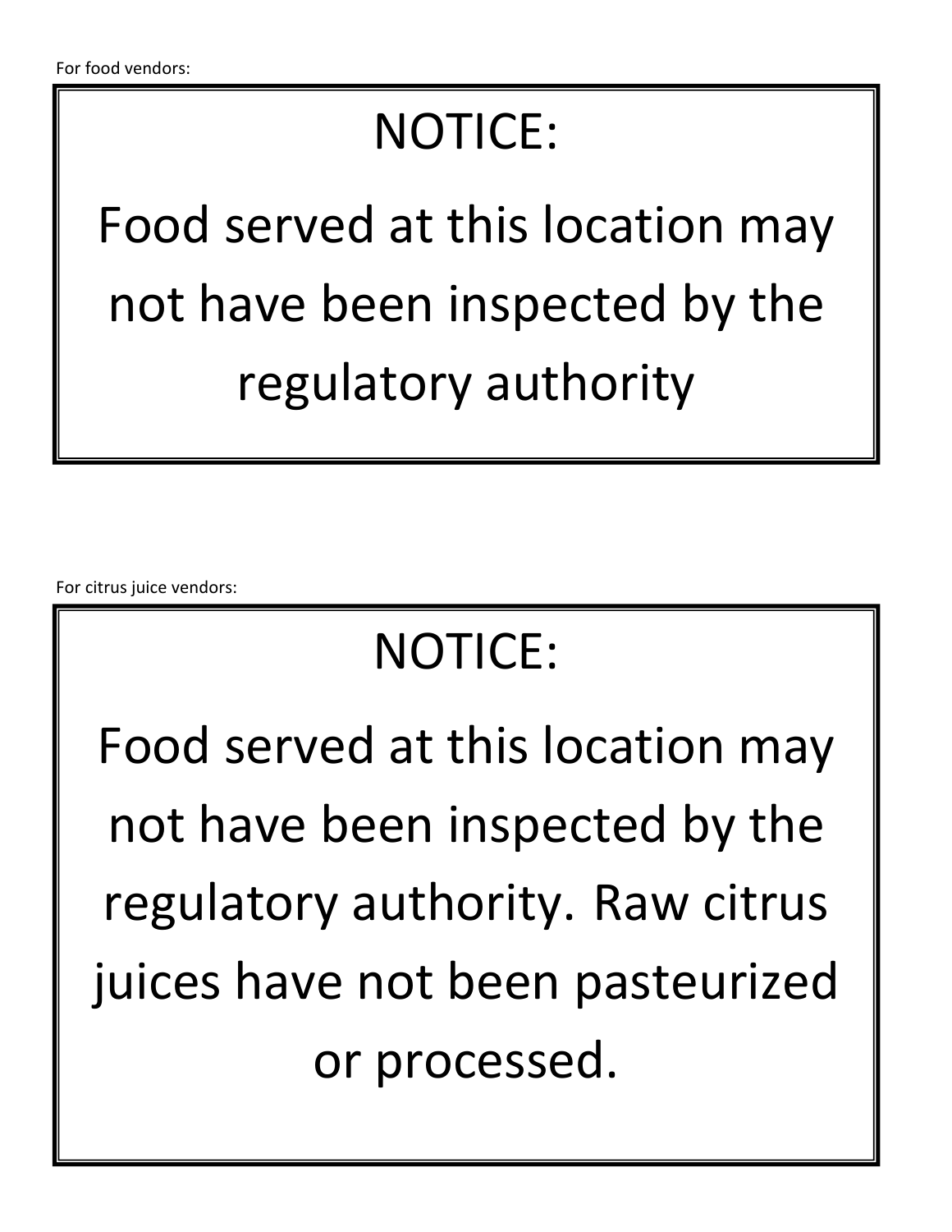For food vendors:

# NOTICE:

Food served at this location may not have been inspected by the regulatory authority

For citrus juice vendors:

# NOTICE:

Food served at this location may not have been inspected by the regulatory authority. Raw citrus juices have not been pasteurized or processed.